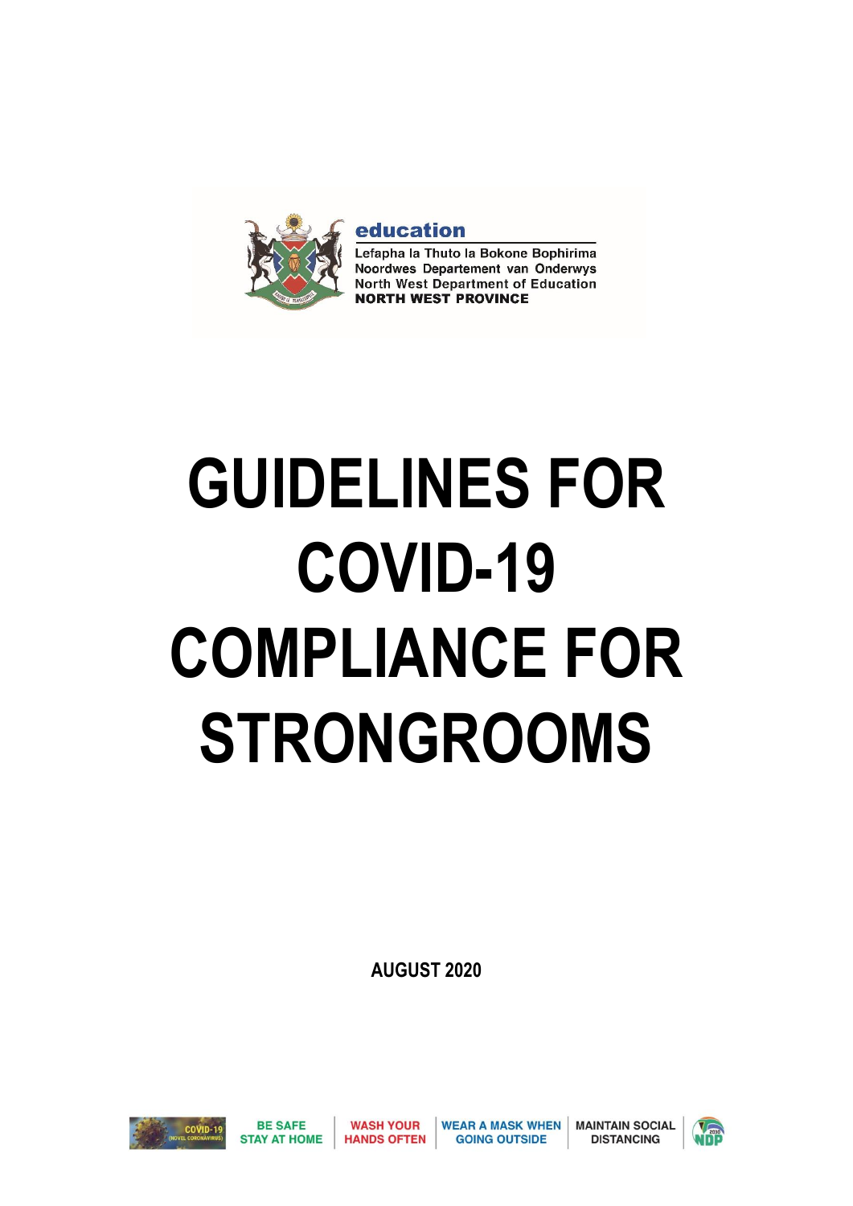education

Lefapha la Thuto la Bokone Bophirima
Noordwes Departement van Onderwys
North West Department of Education
**NORTH WEST PROVINCE**

# GUIDELINES FOR COVID-19 COMPLIANCE FOR STRONGROOMS

**AUGUST 2020**

COVID-19 (NOVEL CORONAVIRUS) | BE SAFE STAY AT HOME | WASH YOUR HANDS OFTEN | WEAR A MASK WHEN GOING OUTSIDE | MAINTAIN SOCIAL DISTANCING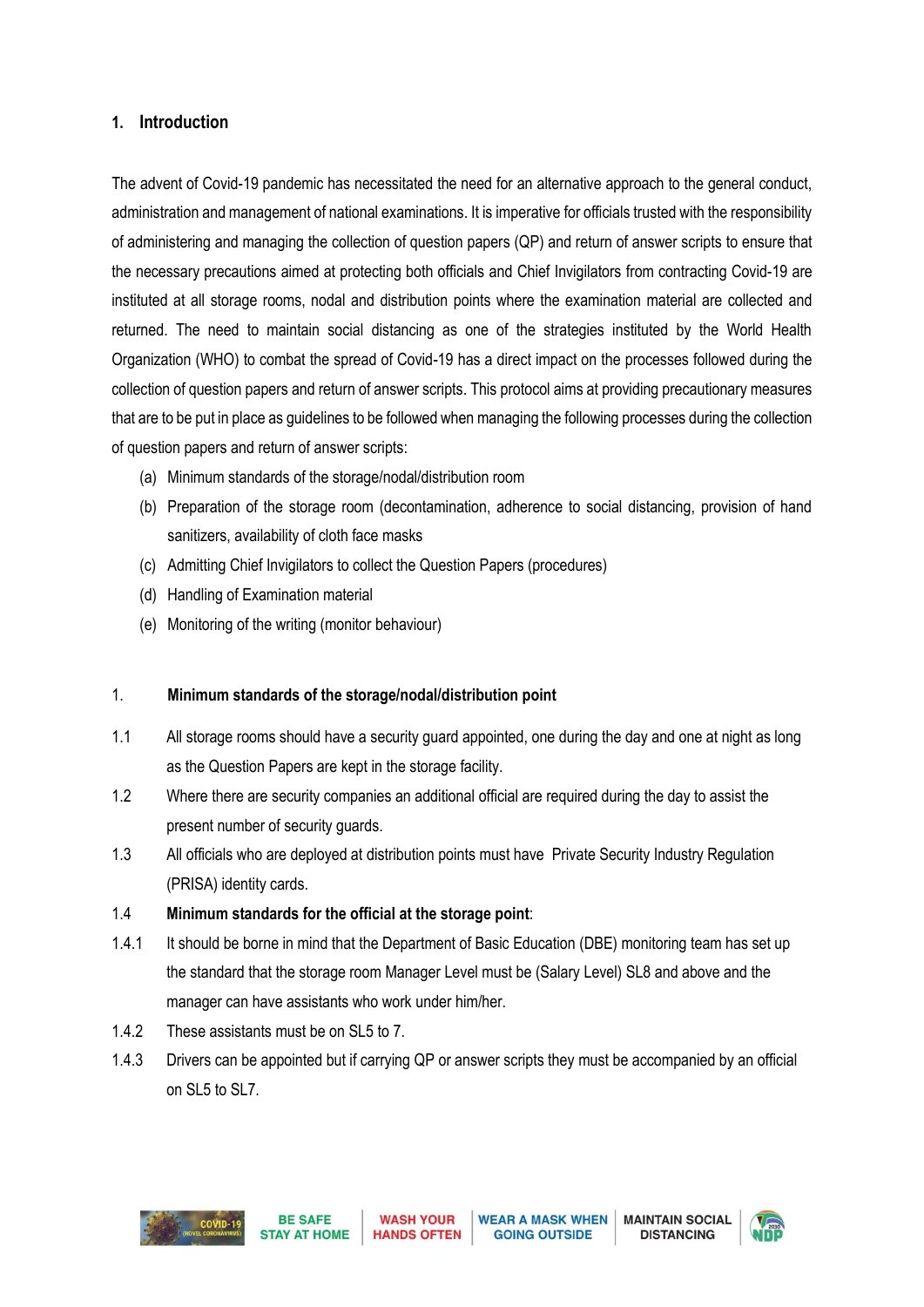## 1. Introduction

The advent of Covid-19 pandemic has necessitated the need for an alternative approach to the general conduct, administration and management of national examinations. It is imperative for officials trusted with the responsibility of administering and managing the collection of question papers (QP) and return of answer scripts to ensure that the necessary precautions aimed at protecting both officials and Chief Invigilators from contracting Covid-19 are instituted at all storage rooms, nodal and distribution points where the examination material are collected and returned. The need to maintain social distancing as one of the strategies instituted by the World Health Organization (WHO) to combat the spread of Covid-19 has a direct impact on the processes followed during the collection of question papers and return of answer scripts. This protocol aims at providing precautionary measures that are to be put in place as guidelines to be followed when managing the following processes during the collection of question papers and return of answer scripts:

(a) Minimum standards of the storage/nodal/distribution room

(b) Preparation of the storage room (decontamination, adherence to social distancing, provision of hand sanitizers, availability of cloth face masks

(c) Admitting Chief Invigilators to collect the Question Papers (procedures)

(d) Handling of Examination material

(e) Monitoring of the writing (monitor behaviour)

### 1. Minimum standards of the storage/nodal/distribution point

1.1 All storage rooms should have a security guard appointed, one during the day and one at night as long as the Question Papers are kept in the storage facility.

1.2 Where there are security companies an additional official are required during the day to assist the present number of security guards.

1.3 All officials who are deployed at distribution points must have Private Security Industry Regulation (PRISA) identity cards.

1.4 **Minimum standards for the official at the storage point**:

1.4.1 It should be borne in mind that the Department of Basic Education (DBE) monitoring team has set up the standard that the storage room Manager Level must be (Salary Level) SL8 and above and the manager can have assistants who work under him/her.

1.4.2 These assistants must be on SL5 to 7.

1.4.3 Drivers can be appointed but if carrying QP or answer scripts they must be accompanied by an official on SL5 to SL7.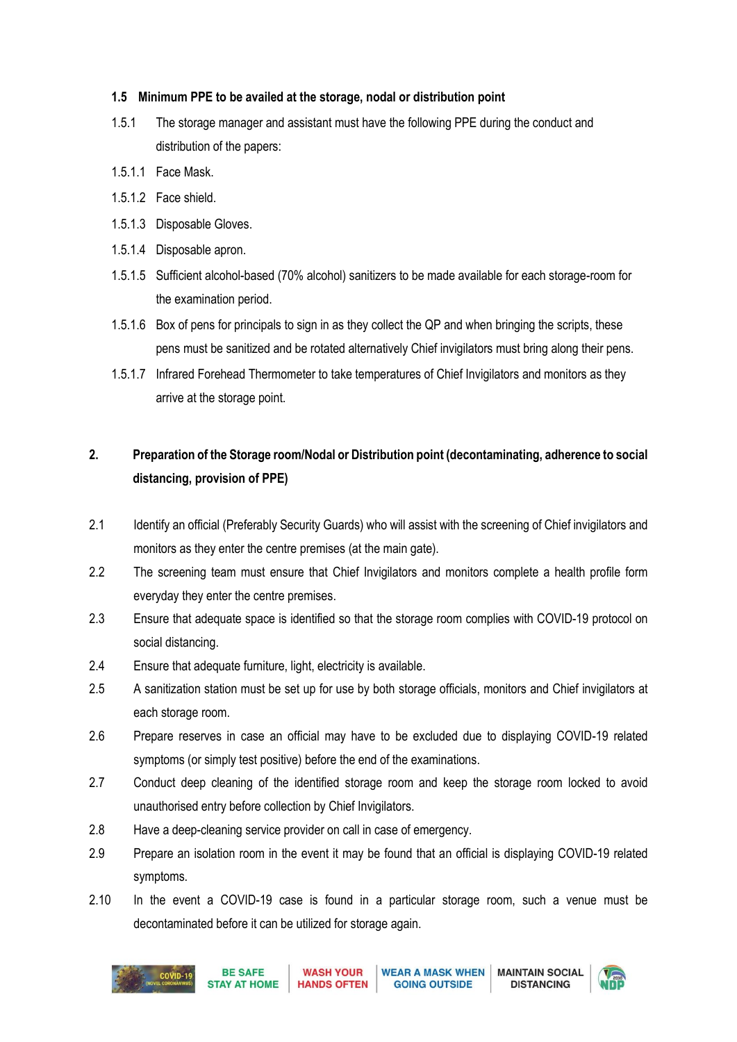### 1.5 Minimum PPE to be availed at the storage, nodal or distribution point

1.5.1 The storage manager and assistant must have the following PPE during the conduct and distribution of the papers:

1.5.1.1 Face Mask.

1.5.1.2 Face shield.

1.5.1.3 Disposable Gloves.

1.5.1.4 Disposable apron.

1.5.1.5 Sufficient alcohol-based (70% alcohol) sanitizers to be made available for each storage-room for the examination period.

1.5.1.6 Box of pens for principals to sign in as they collect the QP and when bringing the scripts, these pens must be sanitized and be rotated alternatively Chief invigilators must bring along their pens.

1.5.1.7 Infrared Forehead Thermometer to take temperatures of Chief Invigilators and monitors as they arrive at the storage point.

## 2. Preparation of the Storage room/Nodal or Distribution point (decontaminating, adherence to social distancing, provision of PPE)

2.1 Identify an official (Preferably Security Guards) who will assist with the screening of Chief invigilators and monitors as they enter the centre premises (at the main gate).

2.2 The screening team must ensure that Chief Invigilators and monitors complete a health profile form everyday they enter the centre premises.

2.3 Ensure that adequate space is identified so that the storage room complies with COVID-19 protocol on social distancing.

2.4 Ensure that adequate furniture, light, electricity is available.

2.5 A sanitization station must be set up for use by both storage officials, monitors and Chief invigilators at each storage room.

2.6 Prepare reserves in case an official may have to be excluded due to displaying COVID-19 related symptoms (or simply test positive) before the end of the examinations.

2.7 Conduct deep cleaning of the identified storage room and keep the storage room locked to avoid unauthorised entry before collection by Chief Invigilators.

2.8 Have a deep-cleaning service provider on call in case of emergency.

2.9 Prepare an isolation room in the event it may be found that an official is displaying COVID-19 related symptoms.

2.10 In the event a COVID-19 case is found in a particular storage room, such a venue must be decontaminated before it can be utilized for storage again.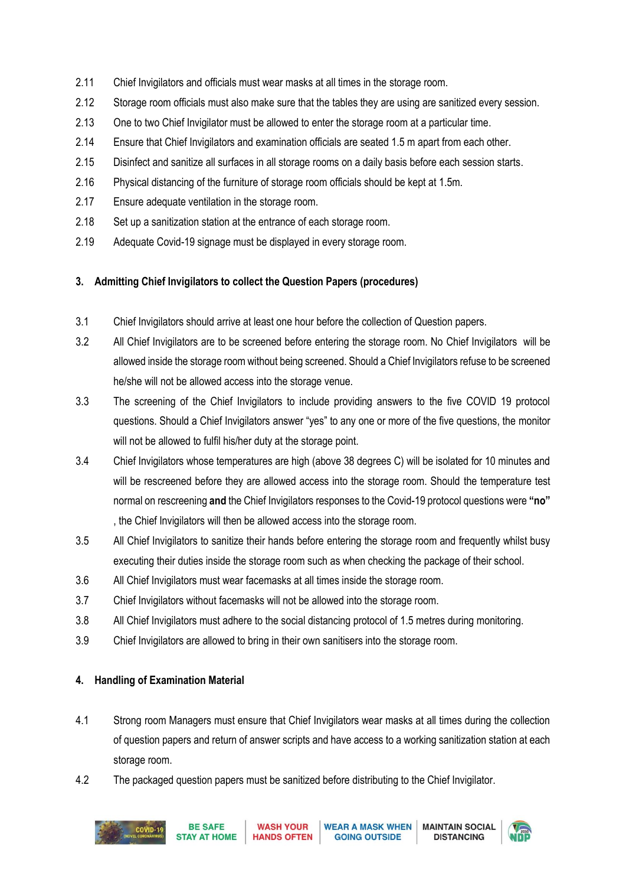2.11 Chief Invigilators and officials must wear masks at all times in the storage room.

2.12 Storage room officials must also make sure that the tables they are using are sanitized every session.

2.13 One to two Chief Invigilator must be allowed to enter the storage room at a particular time.

2.14 Ensure that Chief Invigilators and examination officials are seated 1.5 m apart from each other.

2.15 Disinfect and sanitize all surfaces in all storage rooms on a daily basis before each session starts.

2.16 Physical distancing of the furniture of storage room officials should be kept at 1.5m.

2.17 Ensure adequate ventilation in the storage room.

2.18 Set up a sanitization station at the entrance of each storage room.

2.19 Adequate Covid-19 signage must be displayed in every storage room.

## 3. Admitting Chief Invigilators to collect the Question Papers (procedures)

3.1 Chief Invigilators should arrive at least one hour before the collection of Question papers.

3.2 All Chief Invigilators are to be screened before entering the storage room. No Chief Invigilators will be allowed inside the storage room without being screened. Should a Chief Invigilators refuse to be screened he/she will not be allowed access into the storage venue.

3.3 The screening of the Chief Invigilators to include providing answers to the five COVID 19 protocol questions. Should a Chief Invigilators answer "yes" to any one or more of the five questions, the monitor will not be allowed to fulfil his/her duty at the storage point.

3.4 Chief Invigilators whose temperatures are high (above 38 degrees C) will be isolated for 10 minutes and will be rescreened before they are allowed access into the storage room. Should the temperature test normal on rescreening **and** the Chief Invigilators responses to the Covid-19 protocol questions were **"no"** , the Chief Invigilators will then be allowed access into the storage room.

3.5 All Chief Invigilators to sanitize their hands before entering the storage room and frequently whilst busy executing their duties inside the storage room such as when checking the package of their school.

3.6 All Chief Invigilators must wear facemasks at all times inside the storage room.

3.7 Chief Invigilators without facemasks will not be allowed into the storage room.

3.8 All Chief Invigilators must adhere to the social distancing protocol of 1.5 metres during monitoring.

3.9 Chief Invigilators are allowed to bring in their own sanitisers into the storage room.

## 4. Handling of Examination Material

4.1 Strong room Managers must ensure that Chief Invigilators wear masks at all times during the collection of question papers and return of answer scripts and have access to a working sanitization station at each storage room.

4.2 The packaged question papers must be sanitized before distributing to the Chief Invigilator.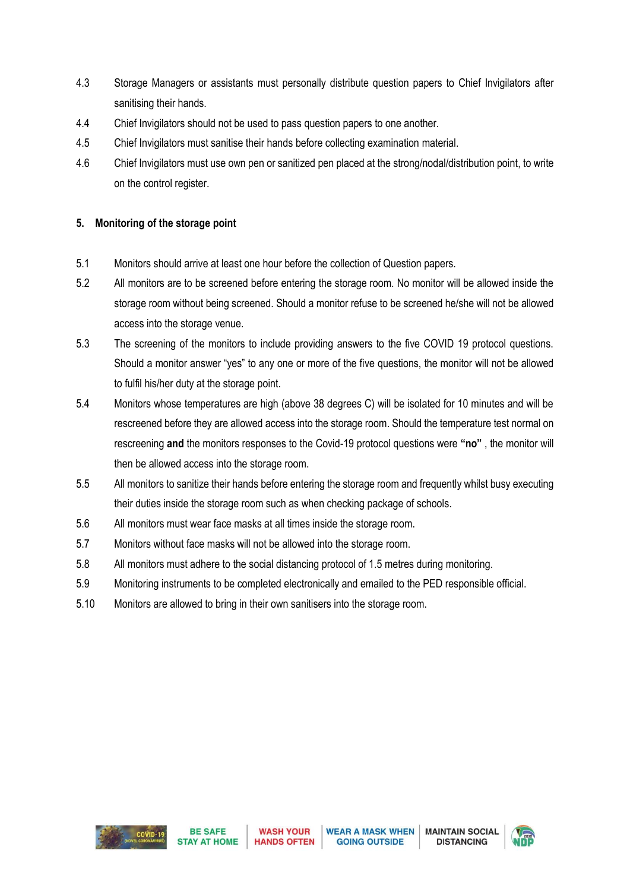4.3 Storage Managers or assistants must personally distribute question papers to Chief Invigilators after sanitising their hands.

4.4 Chief Invigilators should not be used to pass question papers to one another.

4.5 Chief Invigilators must sanitise their hands before collecting examination material.

4.6 Chief Invigilators must use own pen or sanitized pen placed at the strong/nodal/distribution point, to write on the control register.

**5. Monitoring of the storage point**

5.1 Monitors should arrive at least one hour before the collection of Question papers.

5.2 All monitors are to be screened before entering the storage room. No monitor will be allowed inside the storage room without being screened. Should a monitor refuse to be screened he/she will not be allowed access into the storage venue.

5.3 The screening of the monitors to include providing answers to the five COVID 19 protocol questions. Should a monitor answer "yes" to any one or more of the five questions, the monitor will not be allowed to fulfil his/her duty at the storage point.

5.4 Monitors whose temperatures are high (above 38 degrees C) will be isolated for 10 minutes and will be rescreened before they are allowed access into the storage room. Should the temperature test normal on rescreening **and** the monitors responses to the Covid-19 protocol questions were **"no"** , the monitor will then be allowed access into the storage room.

5.5 All monitors to sanitize their hands before entering the storage room and frequently whilst busy executing their duties inside the storage room such as when checking package of schools.

5.6 All monitors must wear face masks at all times inside the storage room.

5.7 Monitors without face masks will not be allowed into the storage room.

5.8 All monitors must adhere to the social distancing protocol of 1.5 metres during monitoring.

5.9 Monitoring instruments to be completed electronically and emailed to the PED responsible official.

5.10 Monitors are allowed to bring in their own sanitisers into the storage room.